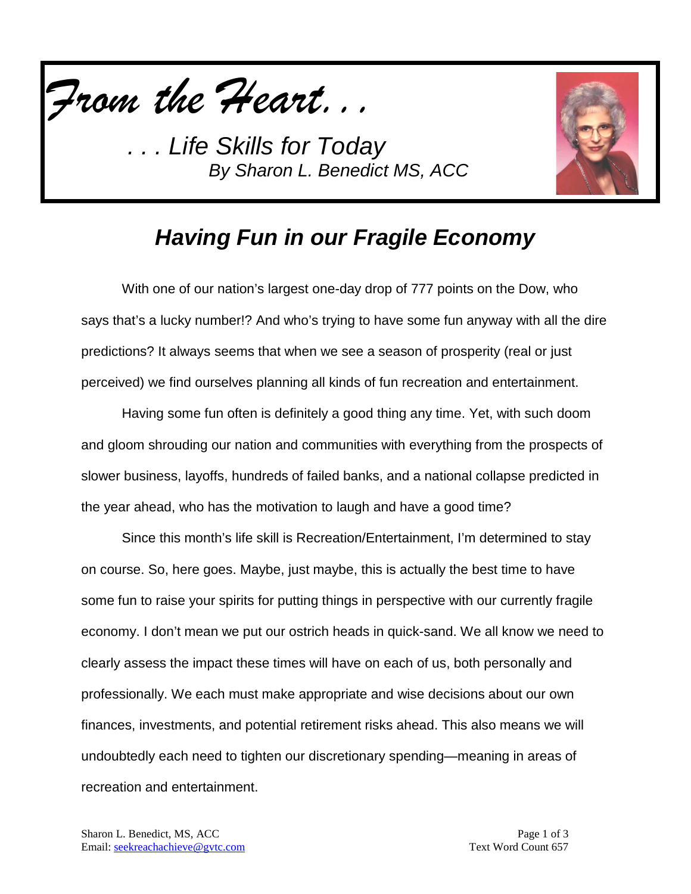*From the Heart. . .*

*. . . Life Skills for Today*
*By Sharon L. Benedict MS, ACC*

## *Having Fun in our Fragile Economy*

With one of our nation's largest one-day drop of 777 points on the Dow, who says that's a lucky number!? And who's trying to have some fun anyway with all the dire predictions? It always seems that when we see a season of prosperity (real or just perceived) we find ourselves planning all kinds of fun recreation and entertainment.

Having some fun often is definitely a good thing any time. Yet, with such doom and gloom shrouding our nation and communities with everything from the prospects of slower business, layoffs, hundreds of failed banks, and a national collapse predicted in the year ahead, who has the motivation to laugh and have a good time?

Since this month's life skill is Recreation/Entertainment, I'm determined to stay on course. So, here goes. Maybe, just maybe, this is actually the best time to have some fun to raise your spirits for putting things in perspective with our currently fragile economy. I don't mean we put our ostrich heads in quick-sand. We all know we need to clearly assess the impact these times will have on each of us, both personally and professionally. We each must make appropriate and wise decisions about our own finances, investments, and potential retirement risks ahead. This also means we will undoubtedly each need to tighten our discretionary spending—meaning in areas of recreation and entertainment.

Sharon L. Benedict, MS, ACC
Email: seekreachachieve@gvtc.com
Text Word Count 657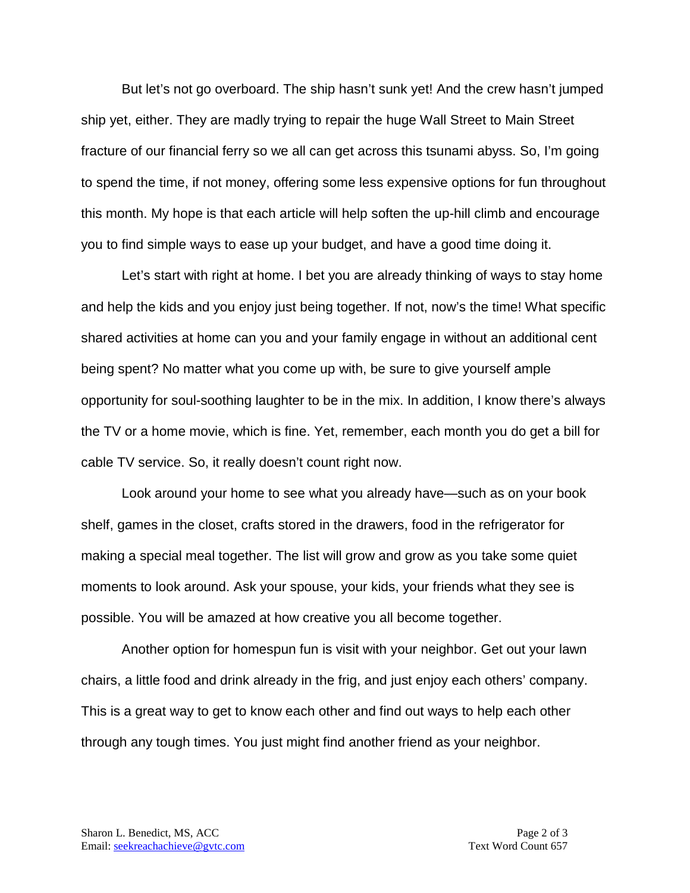But let's not go overboard. The ship hasn't sunk yet! And the crew hasn't jumped ship yet, either. They are madly trying to repair the huge Wall Street to Main Street fracture of our financial ferry so we all can get across this tsunami abyss. So, I'm going to spend the time, if not money, offering some less expensive options for fun throughout this month. My hope is that each article will help soften the up-hill climb and encourage you to find simple ways to ease up your budget, and have a good time doing it.

Let's start with right at home. I bet you are already thinking of ways to stay home and help the kids and you enjoy just being together. If not, now's the time! What specific shared activities at home can you and your family engage in without an additional cent being spent? No matter what you come up with, be sure to give yourself ample opportunity for soul-soothing laughter to be in the mix. In addition, I know there's always the TV or a home movie, which is fine. Yet, remember, each month you do get a bill for cable TV service. So, it really doesn't count right now.

Look around your home to see what you already have—such as on your book shelf, games in the closet, crafts stored in the drawers, food in the refrigerator for making a special meal together. The list will grow and grow as you take some quiet moments to look around. Ask your spouse, your kids, your friends what they see is possible. You will be amazed at how creative you all become together.

Another option for homespun fun is visit with your neighbor. Get out your lawn chairs, a little food and drink already in the frig, and just enjoy each others' company. This is a great way to get to know each other and find out ways to help each other through any tough times. You just might find another friend as your neighbor.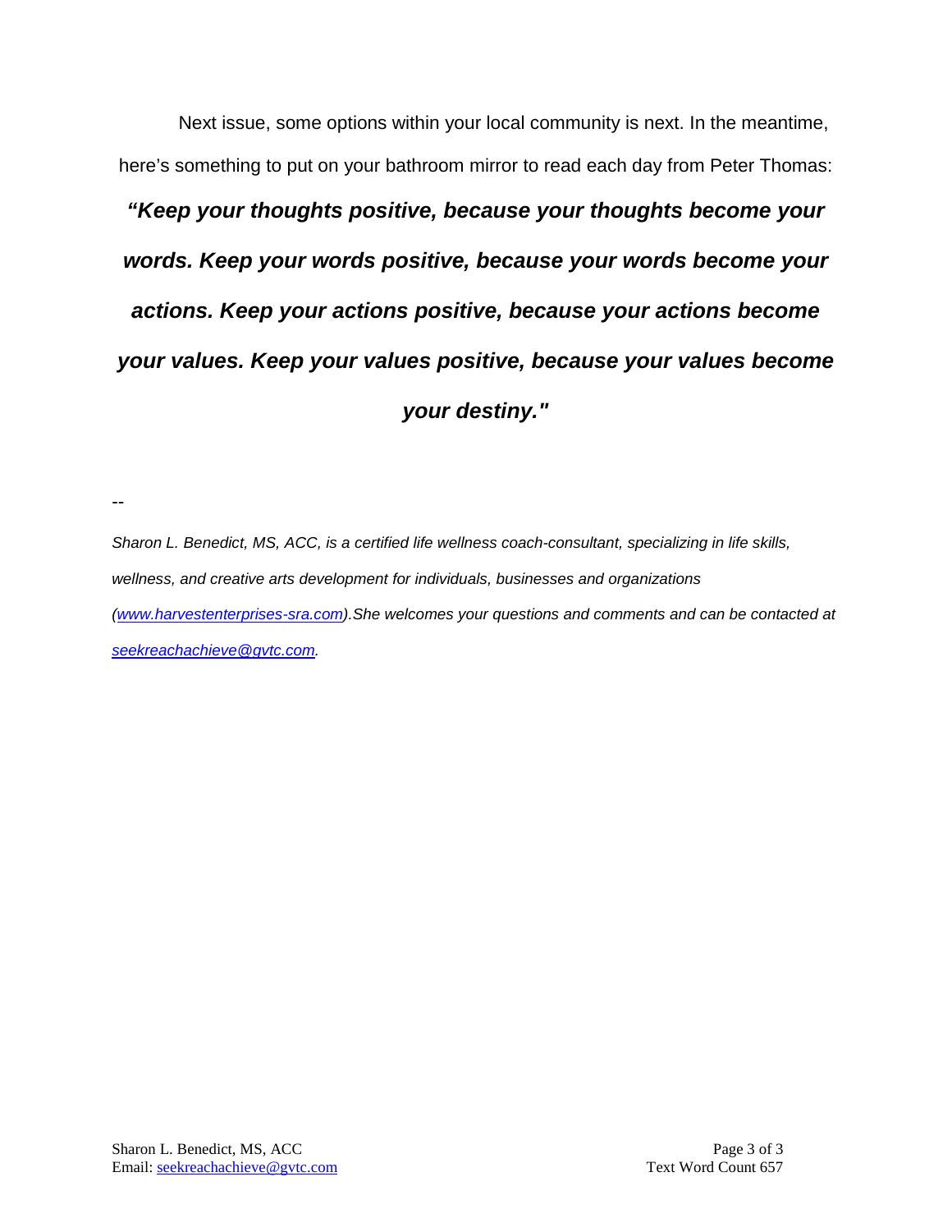Next issue, some options within your local community is next. In the meantime, here's something to put on your bathroom mirror to read each day from Peter Thomas:

***"Keep your thoughts positive, because your thoughts become your words. Keep your words positive, because your words become your actions. Keep your actions positive, because your actions become your values. Keep your values positive, because your values become your destiny."***

--

*Sharon L. Benedict, MS, ACC, is a certified life wellness coach-consultant, specializing in life skills, wellness, and creative arts development for individuals, businesses and organizations ([www.harvestenterprises-sra.com](http://www.harvestenterprises-sra.com)).She welcomes your questions and comments and can be contacted at [seekreachachieve@gvtc.com](mailto:seekreachachieve@gvtc.com).*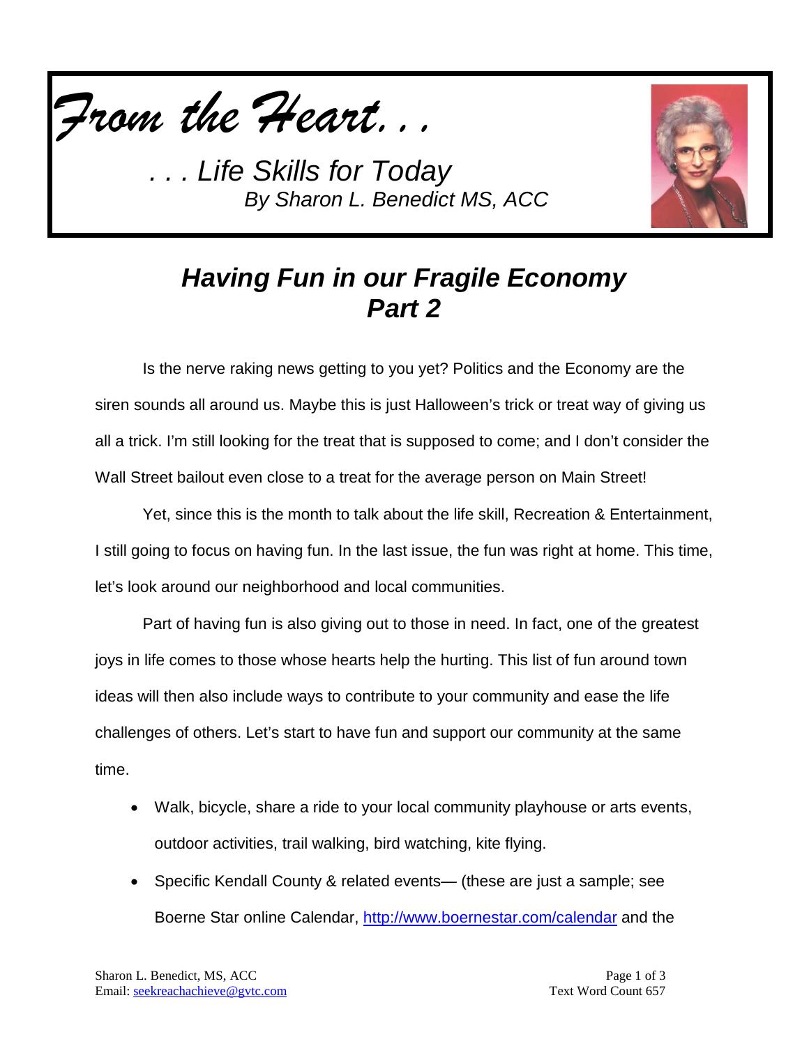*From the Heart. . .*

*. . . Life Skills for Today*
*By Sharon L. Benedict MS, ACC*

# *Having Fun in our Fragile Economy Part 2*

Is the nerve raking news getting to you yet? Politics and the Economy are the siren sounds all around us. Maybe this is just Halloween's trick or treat way of giving us all a trick. I'm still looking for the treat that is supposed to come; and I don't consider the Wall Street bailout even close to a treat for the average person on Main Street!

Yet, since this is the month to talk about the life skill, Recreation & Entertainment, I still going to focus on having fun. In the last issue, the fun was right at home. This time, let's look around our neighborhood and local communities.

Part of having fun is also giving out to those in need. In fact, one of the greatest joys in life comes to those whose hearts help the hurting. This list of fun around town ideas will then also include ways to contribute to your community and ease the life challenges of others. Let's start to have fun and support our community at the same time.

- Walk, bicycle, share a ride to your local community playhouse or arts events, outdoor activities, trail walking, bird watching, kite flying.
- Specific Kendall County & related events— (these are just a sample; see Boerne Star online Calendar, http://www.boernestar.com/calendar and the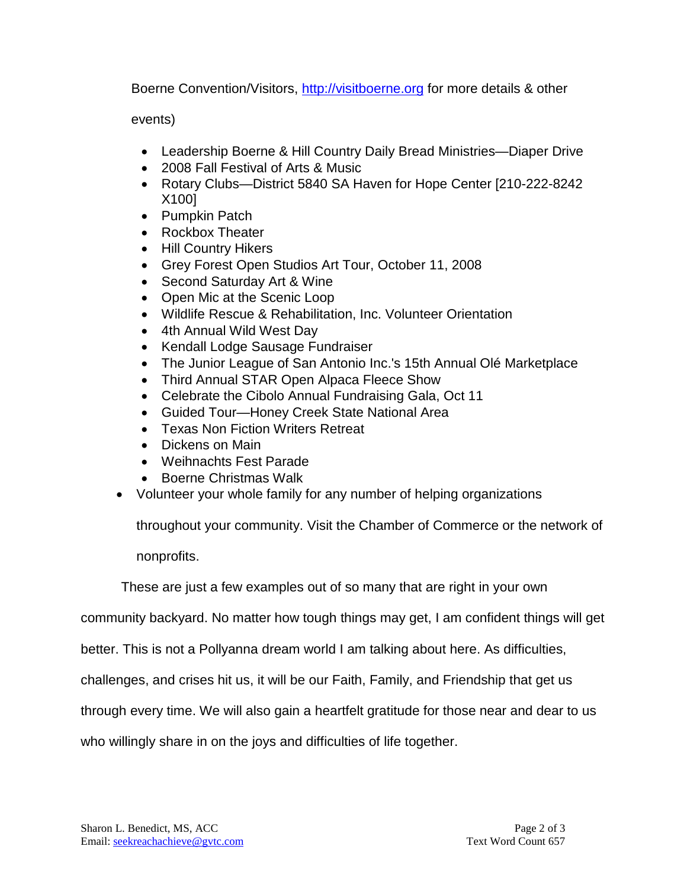Boerne Convention/Visitors, http://visitboerne.org for more details & other events)

  - Leadership Boerne & Hill Country Daily Bread Ministries—Diaper Drive
  - 2008 Fall Festival of Arts & Music
  - Rotary Clubs—District 5840 SA Haven for Hope Center [210-222-8242 X100]
  - Pumpkin Patch
  - Rockbox Theater
  - Hill Country Hikers
  - Grey Forest Open Studios Art Tour, October 11, 2008
  - Second Saturday Art & Wine
  - Open Mic at the Scenic Loop
  - Wildlife Rescue & Rehabilitation, Inc. Volunteer Orientation
  - 4th Annual Wild West Day
  - Kendall Lodge Sausage Fundraiser
  - The Junior League of San Antonio Inc.'s 15th Annual Olé Marketplace
  - Third Annual STAR Open Alpaca Fleece Show
  - Celebrate the Cibolo Annual Fundraising Gala, Oct 11
  - Guided Tour—Honey Creek State National Area
  - Texas Non Fiction Writers Retreat
  - Dickens on Main
  - Weihnachts Fest Parade
  - Boerne Christmas Walk
- Volunteer your whole family for any number of helping organizations throughout your community. Visit the Chamber of Commerce or the network of nonprofits.

These are just a few examples out of so many that are right in your own community backyard. No matter how tough things may get, I am confident things will get better. This is not a Pollyanna dream world I am talking about here. As difficulties, challenges, and crises hit us, it will be our Faith, Family, and Friendship that get us through every time. We will also gain a heartfelt gratitude for those near and dear to us who willingly share in on the joys and difficulties of life together.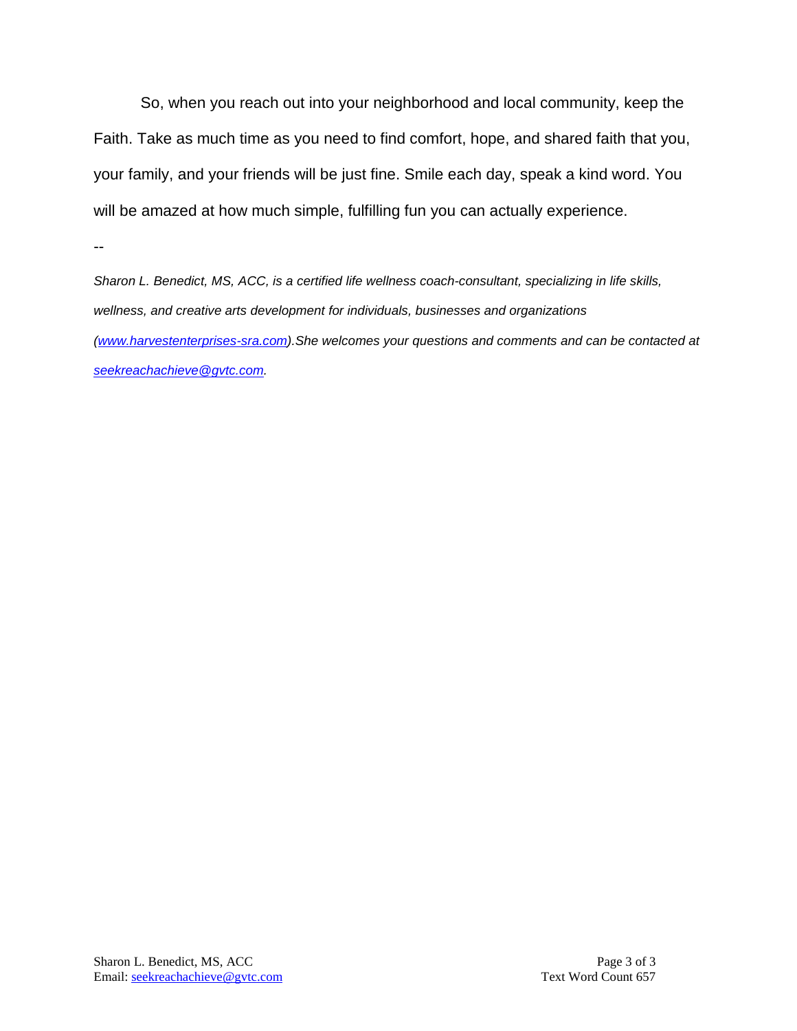So, when you reach out into your neighborhood and local community, keep the Faith. Take as much time as you need to find comfort, hope, and shared faith that you, your family, and your friends will be just fine. Smile each day, speak a kind word. You will be amazed at how much simple, fulfilling fun you can actually experience.

--

*Sharon L. Benedict, MS, ACC, is a certified life wellness coach-consultant, specializing in life skills, wellness, and creative arts development for individuals, businesses and organizations ([www.harvestenterprises-sra.com](http://www.harvestenterprises-sra.com)).She welcomes your questions and comments and can be contacted at [seekreachachieve@gvtc.com](mailto:seekreachachieve@gvtc.com).*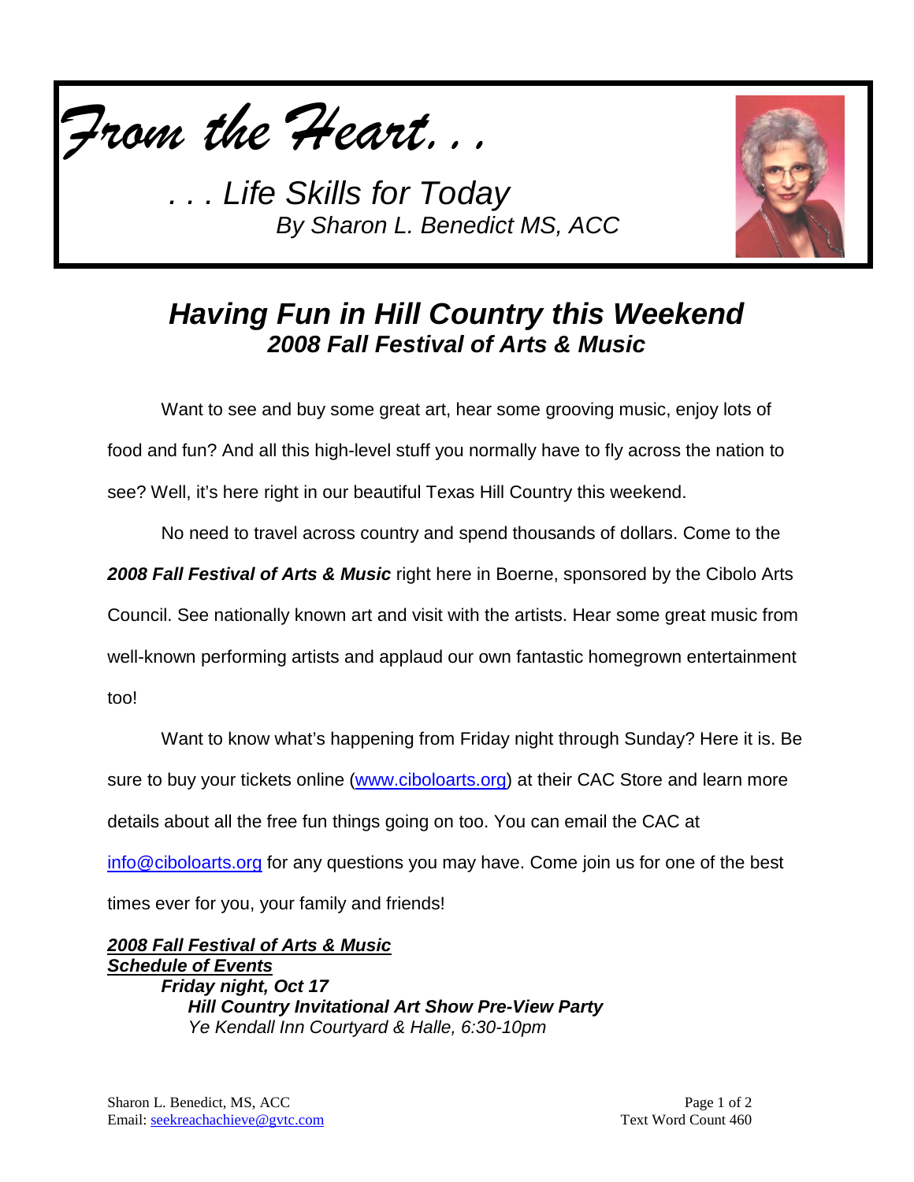*From the Heart. . .*

*. . . Life Skills for Today*
*By Sharon L. Benedict MS, ACC*

## *Having Fun in Hill Country this Weekend*
### *2008 Fall Festival of Arts & Music*

Want to see and buy some great art, hear some grooving music, enjoy lots of food and fun? And all this high-level stuff you normally have to fly across the nation to see? Well, it's here right in our beautiful Texas Hill Country this weekend.

No need to travel across country and spend thousands of dollars. Come to the ***2008 Fall Festival of Arts & Music*** right here in Boerne, sponsored by the Cibolo Arts Council. See nationally known art and visit with the artists. Hear some great music from well-known performing artists and applaud our own fantastic homegrown entertainment too!

Want to know what's happening from Friday night through Sunday? Here it is. Be sure to buy your tickets online (www.ciboloarts.org) at their CAC Store and learn more details about all the free fun things going on too. You can email the CAC at info@ciboloarts.org for any questions you may have. Come join us for one of the best times ever for you, your family and friends!

***2008 Fall Festival of Arts & Music***
***Schedule of Events***

***Friday night, Oct 17***
***Hill Country Invitational Art Show Pre-View Party***
*Ye Kendall Inn Courtyard & Halle, 6:30-10pm*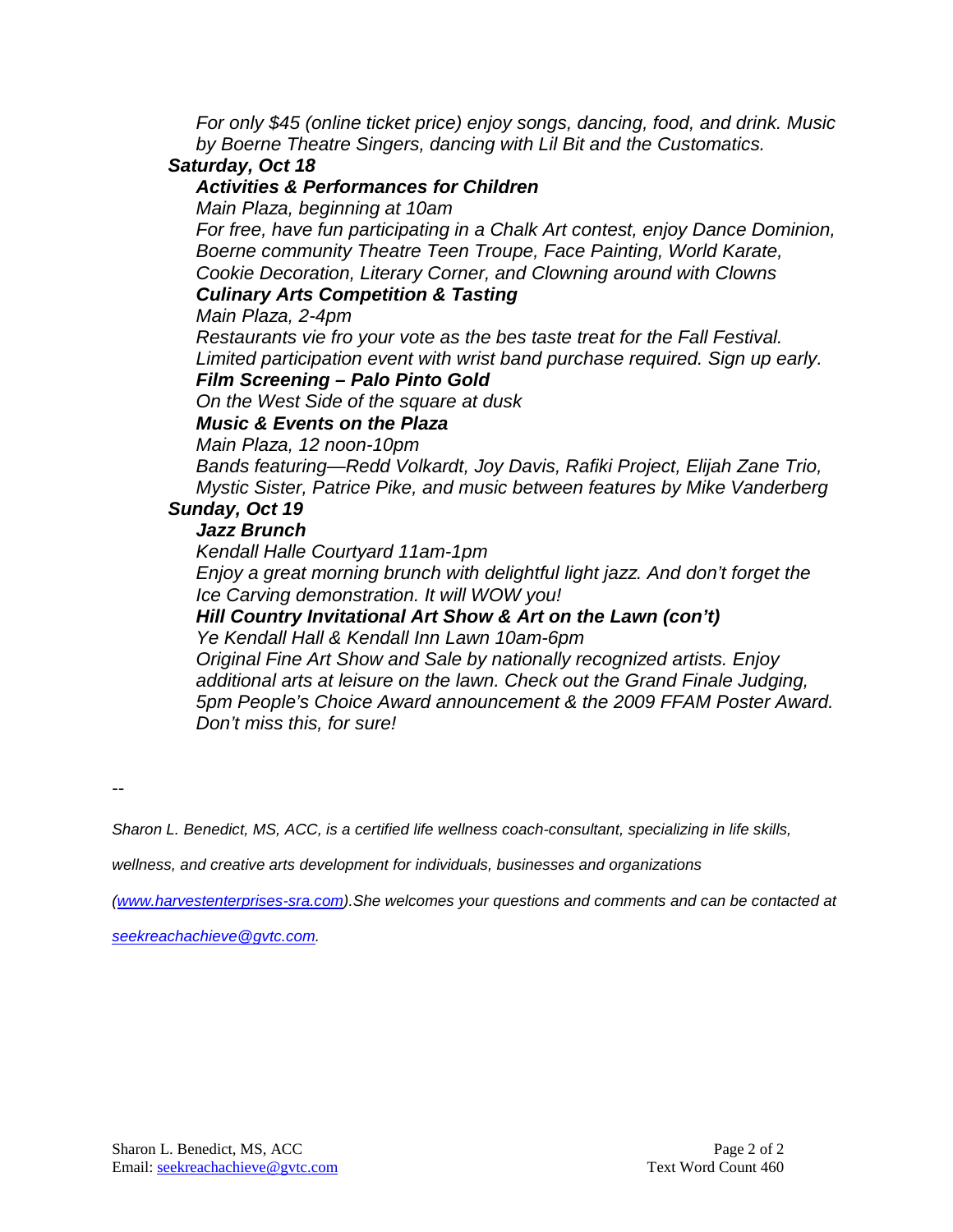*For only $45 (online ticket price) enjoy songs, dancing, food, and drink. Music by Boerne Theatre Singers, dancing with Lil Bit and the Customatics.*

***Saturday, Oct 18***

***Activities & Performances for Children***

*Main Plaza, beginning at 10am*

*For free, have fun participating in a Chalk Art contest, enjoy Dance Dominion, Boerne community Theatre Teen Troupe, Face Painting, World Karate, Cookie Decoration, Literary Corner, and Clowning around with Clowns*

***Culinary Arts Competition & Tasting***

*Main Plaza, 2-4pm*

*Restaurants vie fro your vote as the bes taste treat for the Fall Festival. Limited participation event with wrist band purchase required. Sign up early.*

***Film Screening – Palo Pinto Gold***

*On the West Side of the square at dusk*

***Music & Events on the Plaza***

*Main Plaza, 12 noon-10pm*

*Bands featuring—Redd Volkardt, Joy Davis, Rafiki Project, Elijah Zane Trio, Mystic Sister, Patrice Pike, and music between features by Mike Vanderberg*

***Sunday, Oct 19***

***Jazz Brunch***

*Kendall Halle Courtyard 11am-1pm*

*Enjoy a great morning brunch with delightful light jazz. And don't forget the Ice Carving demonstration. It will WOW you!*

***Hill Country Invitational Art Show & Art on the Lawn (con't)***

*Ye Kendall Hall & Kendall Inn Lawn 10am-6pm*

*Original Fine Art Show and Sale by nationally recognized artists. Enjoy additional arts at leisure on the lawn. Check out the Grand Finale Judging, 5pm People's Choice Award announcement & the 2009 FFAM Poster Award. Don't miss this, for sure!*

--

*Sharon L. Benedict, MS, ACC, is a certified life wellness coach-consultant, specializing in life skills, wellness, and creative arts development for individuals, businesses and organizations (www.harvestenterprises-sra.com).She welcomes your questions and comments and can be contacted at seekreachachieve@gvtc.com.*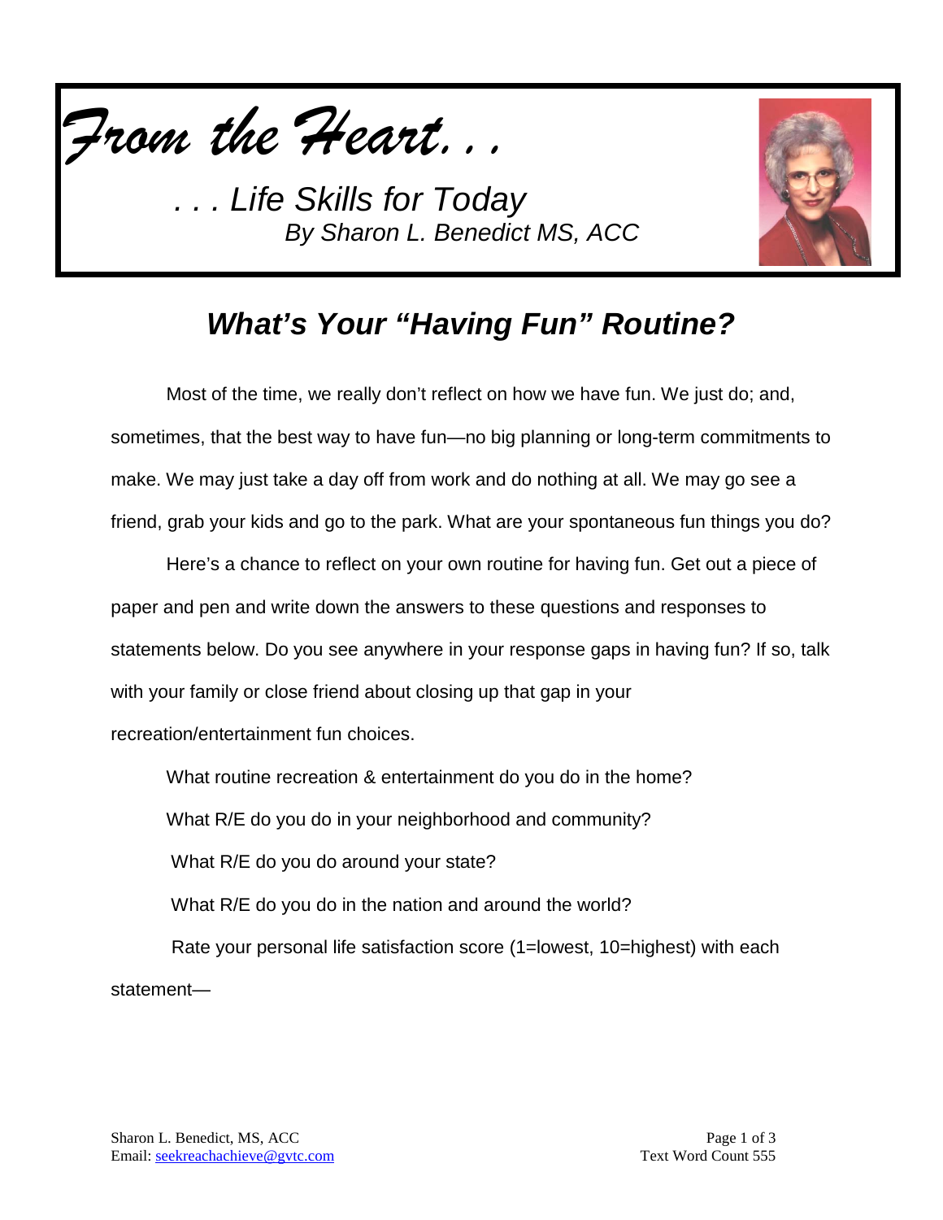*From the Heart. . .*

*. . . Life Skills for Today*
*By Sharon L. Benedict MS, ACC*

# *What's Your "Having Fun" Routine?*

Most of the time, we really don't reflect on how we have fun. We just do; and, sometimes, that the best way to have fun—no big planning or long-term commitments to make. We may just take a day off from work and do nothing at all. We may go see a friend, grab your kids and go to the park. What are your spontaneous fun things you do?

Here's a chance to reflect on your own routine for having fun. Get out a piece of paper and pen and write down the answers to these questions and responses to statements below. Do you see anywhere in your response gaps in having fun? If so, talk with your family or close friend about closing up that gap in your recreation/entertainment fun choices.

What routine recreation & entertainment do you do in the home?

What R/E do you do in your neighborhood and community?

What R/E do you do around your state?

What R/E do you do in the nation and around the world?

Rate your personal life satisfaction score (1=lowest, 10=highest) with each statement—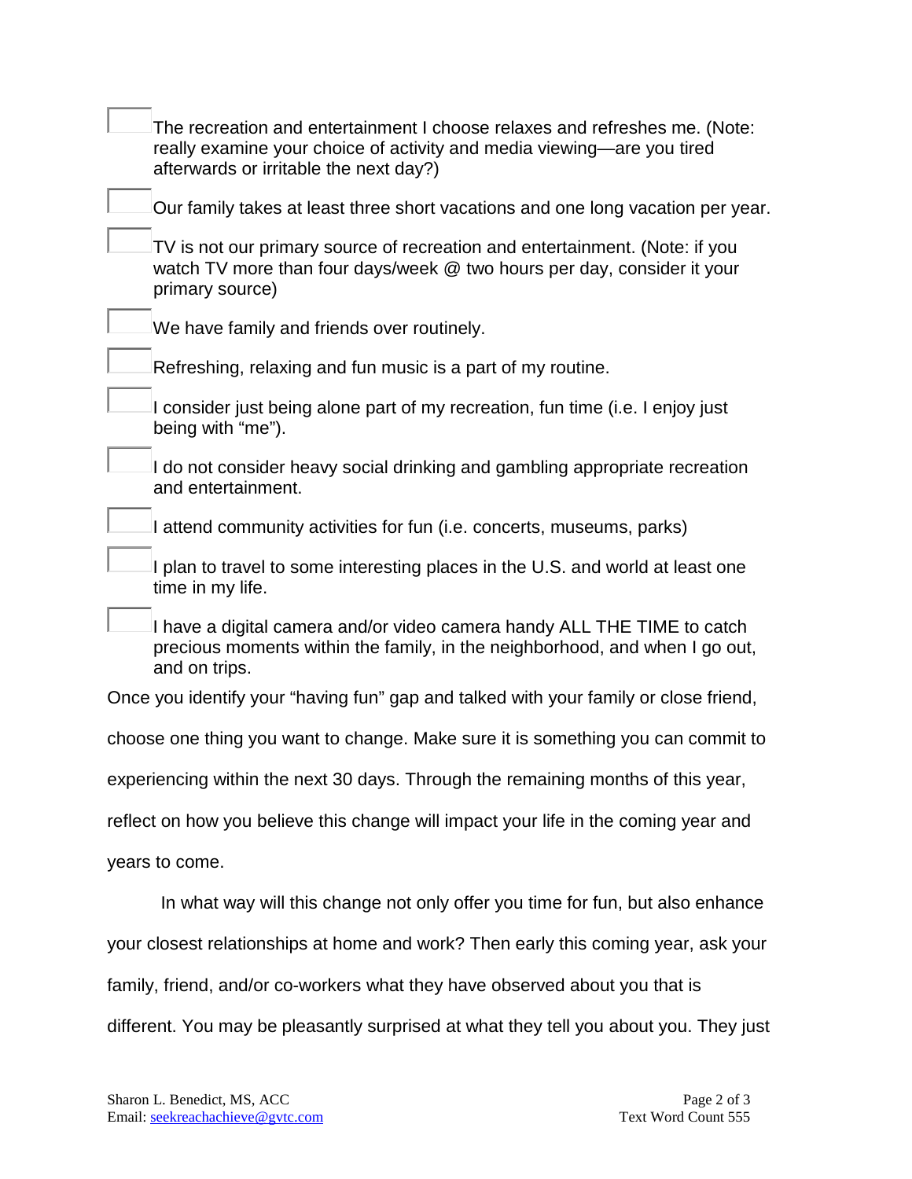- [ ] The recreation and entertainment I choose relaxes and refreshes me. (Note: really examine your choice of activity and media viewing—are you tired afterwards or irritable the next day?)
- [ ] Our family takes at least three short vacations and one long vacation per year.
- [ ] TV is not our primary source of recreation and entertainment. (Note: if you watch TV more than four days/week @ two hours per day, consider it your primary source)
- [ ] We have family and friends over routinely.
- [ ] Refreshing, relaxing and fun music is a part of my routine.
- [ ] I consider just being alone part of my recreation, fun time (i.e. I enjoy just being with "me").
- [ ] I do not consider heavy social drinking and gambling appropriate recreation and entertainment.
- [ ] I attend community activities for fun (i.e. concerts, museums, parks)
- [ ] I plan to travel to some interesting places in the U.S. and world at least one time in my life.
- [ ] I have a digital camera and/or video camera handy ALL THE TIME to catch precious moments within the family, in the neighborhood, and when I go out, and on trips.

Once you identify your "having fun" gap and talked with your family or close friend, choose one thing you want to change. Make sure it is something you can commit to experiencing within the next 30 days. Through the remaining months of this year, reflect on how you believe this change will impact your life in the coming year and years to come.

In what way will this change not only offer you time for fun, but also enhance your closest relationships at home and work? Then early this coming year, ask your family, friend, and/or co-workers what they have observed about you that is different. You may be pleasantly surprised at what they tell you about you. They just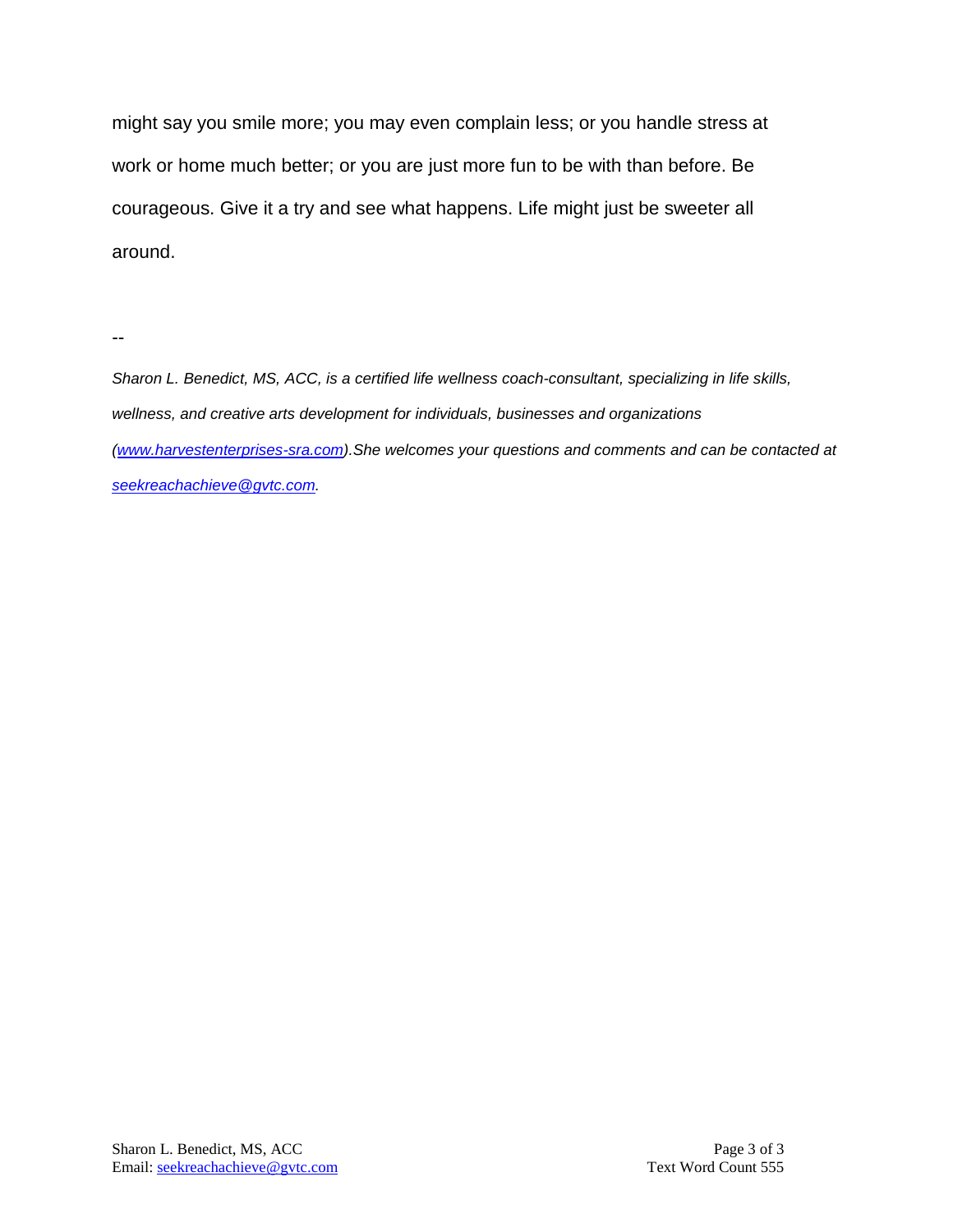might say you smile more; you may even complain less; or you handle stress at work or home much better; or you are just more fun to be with than before. Be courageous. Give it a try and see what happens. Life might just be sweeter all around.

--

*Sharon L. Benedict, MS, ACC, is a certified life wellness coach-consultant, specializing in life skills, wellness, and creative arts development for individuals, businesses and organizations ([www.harvestenterprises-sra.com](http://www.harvestenterprises-sra.com)).She welcomes your questions and comments and can be contacted at [seekreachachieve@gvtc.com](mailto:seekreachachieve@gvtc.com).*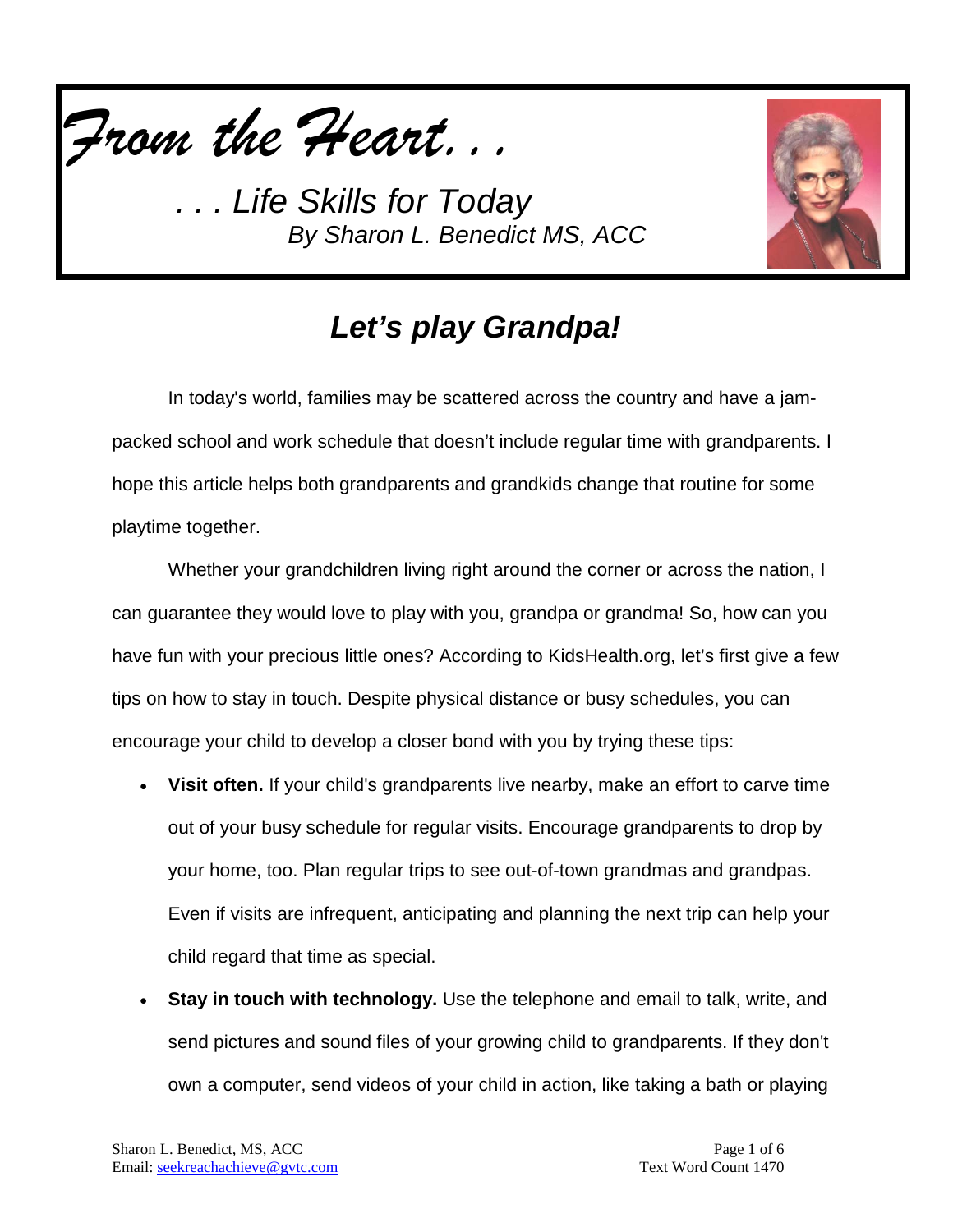# *From the Heart. . .*

*. . . Life Skills for Today*
*By Sharon L. Benedict MS, ACC*

## ***Let's play Grandpa!***

In today's world, families may be scattered across the country and have a jam-packed school and work schedule that doesn't include regular time with grandparents. I hope this article helps both grandparents and grandkids change that routine for some playtime together.

Whether your grandchildren living right around the corner or across the nation, I can guarantee they would love to play with you, grandpa or grandma! So, how can you have fun with your precious little ones? According to KidsHealth.org, let's first give a few tips on how to stay in touch. Despite physical distance or busy schedules, you can encourage your child to develop a closer bond with you by trying these tips:

- **Visit often.** If your child's grandparents live nearby, make an effort to carve time out of your busy schedule for regular visits. Encourage grandparents to drop by your home, too. Plan regular trips to see out-of-town grandmas and grandpas. Even if visits are infrequent, anticipating and planning the next trip can help your child regard that time as special.
- **Stay in touch with technology.** Use the telephone and email to talk, write, and send pictures and sound files of your growing child to grandparents. If they don't own a computer, send videos of your child in action, like taking a bath or playing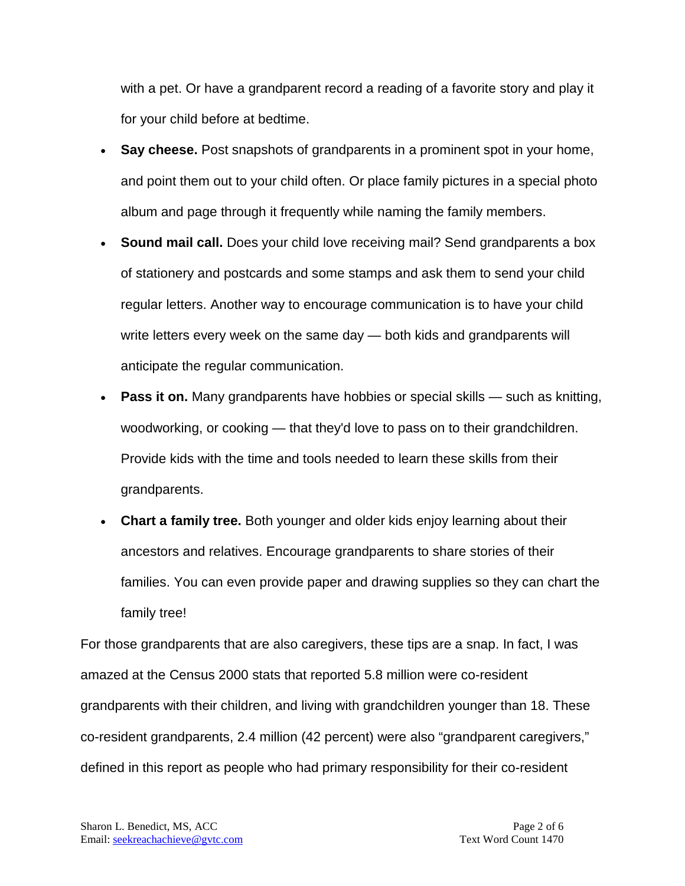with a pet. Or have a grandparent record a reading of a favorite story and play it for your child before at bedtime.

- **Say cheese.** Post snapshots of grandparents in a prominent spot in your home, and point them out to your child often. Or place family pictures in a special photo album and page through it frequently while naming the family members.
- **Sound mail call.** Does your child love receiving mail? Send grandparents a box of stationery and postcards and some stamps and ask them to send your child regular letters. Another way to encourage communication is to have your child write letters every week on the same day — both kids and grandparents will anticipate the regular communication.
- **Pass it on.** Many grandparents have hobbies or special skills — such as knitting, woodworking, or cooking — that they'd love to pass on to their grandchildren. Provide kids with the time and tools needed to learn these skills from their grandparents.
- **Chart a family tree.** Both younger and older kids enjoy learning about their ancestors and relatives. Encourage grandparents to share stories of their families. You can even provide paper and drawing supplies so they can chart the family tree!

For those grandparents that are also caregivers, these tips are a snap. In fact, I was amazed at the Census 2000 stats that reported 5.8 million were co-resident grandparents with their children, and living with grandchildren younger than 18. These co-resident grandparents, 2.4 million (42 percent) were also "grandparent caregivers," defined in this report as people who had primary responsibility for their co-resident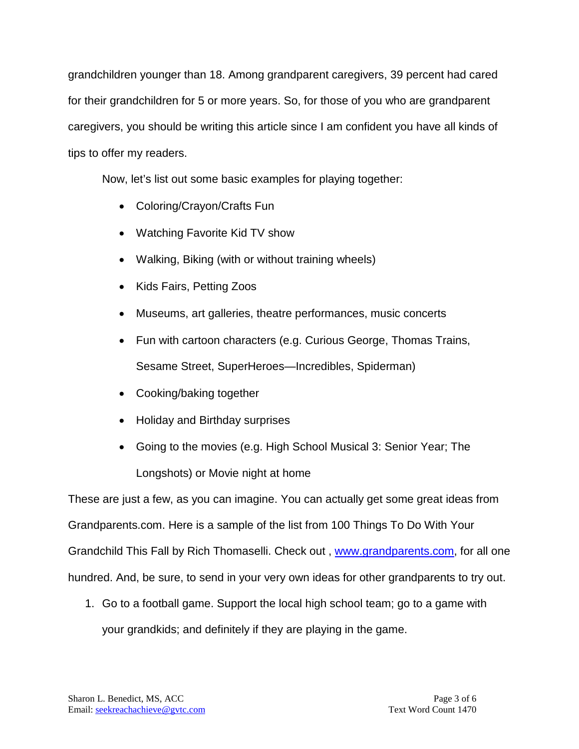grandchildren younger than 18. Among grandparent caregivers, 39 percent had cared for their grandchildren for 5 or more years. So, for those of you who are grandparent caregivers, you should be writing this article since I am confident you have all kinds of tips to offer my readers.

Now, let's list out some basic examples for playing together:

- Coloring/Crayon/Crafts Fun
- Watching Favorite Kid TV show
- Walking, Biking (with or without training wheels)
- Kids Fairs, Petting Zoos
- Museums, art galleries, theatre performances, music concerts
- Fun with cartoon characters (e.g. Curious George, Thomas Trains, Sesame Street, SuperHeroes—Incredibles, Spiderman)
- Cooking/baking together
- Holiday and Birthday surprises
- Going to the movies (e.g. High School Musical 3: Senior Year; The Longshots) or Movie night at home

These are just a few, as you can imagine. You can actually get some great ideas from Grandparents.com. Here is a sample of the list from 100 Things To Do With Your Grandchild This Fall by Rich Thomaselli. Check out , [www.grandparents.com](http://www.grandparents.com), for all one hundred. And, be sure, to send in your very own ideas for other grandparents to try out.

1. Go to a football game. Support the local high school team; go to a game with your grandkids; and definitely if they are playing in the game.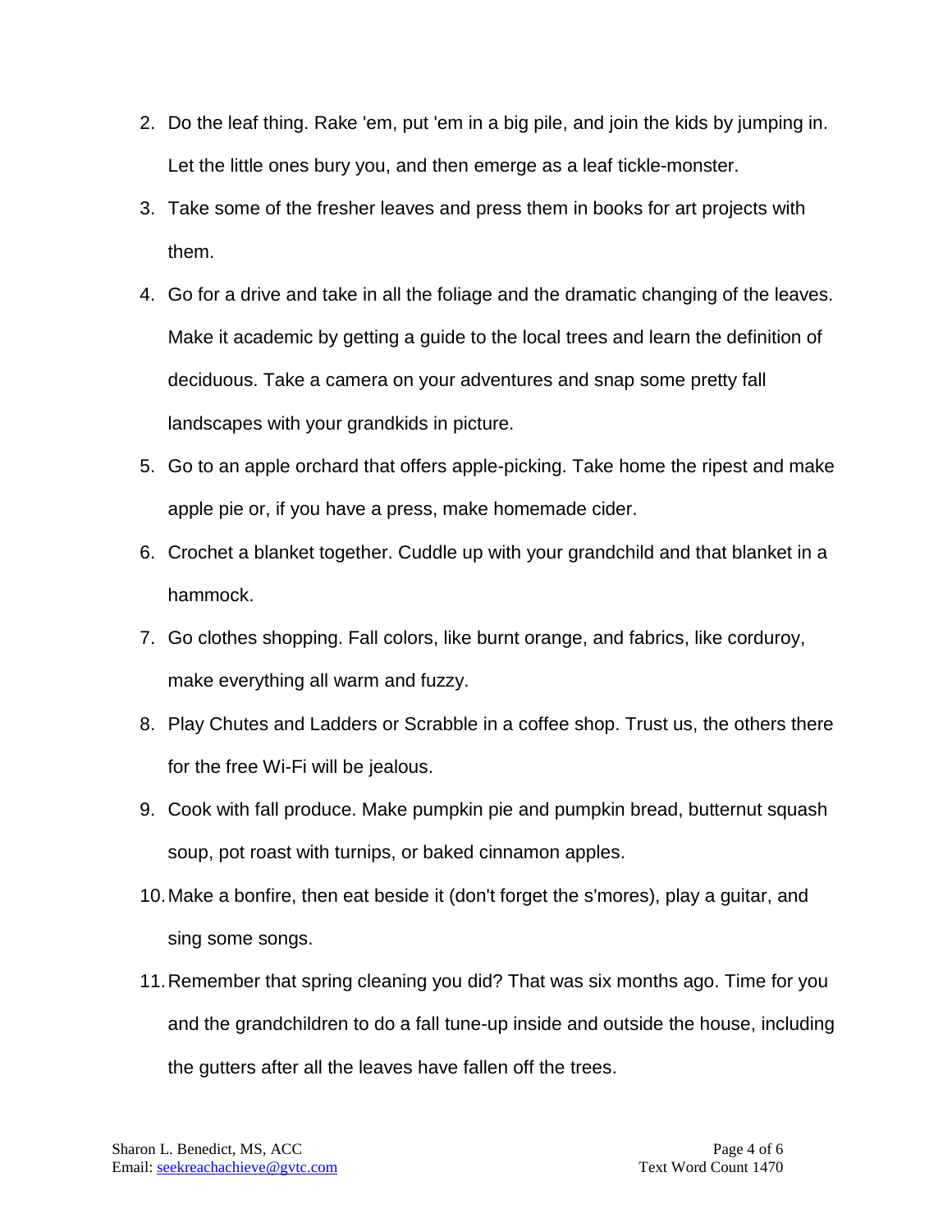2. Do the leaf thing. Rake 'em, put 'em in a big pile, and join the kids by jumping in. Let the little ones bury you, and then emerge as a leaf tickle-monster.
3. Take some of the fresher leaves and press them in books for art projects with them.
4. Go for a drive and take in all the foliage and the dramatic changing of the leaves. Make it academic by getting a guide to the local trees and learn the definition of deciduous. Take a camera on your adventures and snap some pretty fall landscapes with your grandkids in picture.
5. Go to an apple orchard that offers apple-picking. Take home the ripest and make apple pie or, if you have a press, make homemade cider.
6. Crochet a blanket together. Cuddle up with your grandchild and that blanket in a hammock.
7. Go clothes shopping. Fall colors, like burnt orange, and fabrics, like corduroy, make everything all warm and fuzzy.
8. Play Chutes and Ladders or Scrabble in a coffee shop. Trust us, the others there for the free Wi-Fi will be jealous.
9. Cook with fall produce. Make pumpkin pie and pumpkin bread, butternut squash soup, pot roast with turnips, or baked cinnamon apples.
10. Make a bonfire, then eat beside it (don't forget the s'mores), play a guitar, and sing some songs.
11. Remember that spring cleaning you did? That was six months ago. Time for you and the grandchildren to do a fall tune-up inside and outside the house, including the gutters after all the leaves have fallen off the trees.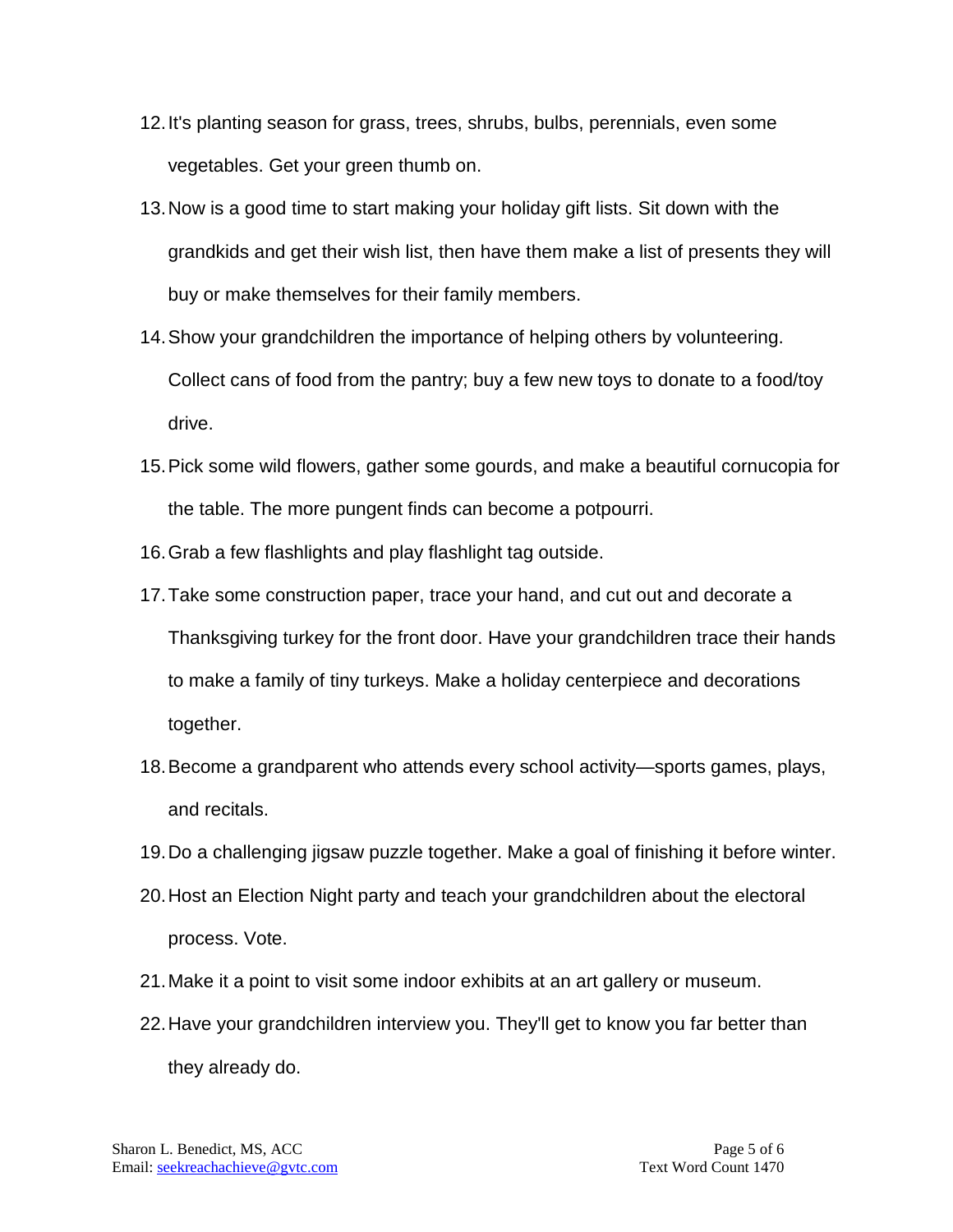12. It's planting season for grass, trees, shrubs, bulbs, perennials, even some vegetables. Get your green thumb on.
13. Now is a good time to start making your holiday gift lists. Sit down with the grandkids and get their wish list, then have them make a list of presents they will buy or make themselves for their family members.
14. Show your grandchildren the importance of helping others by volunteering. Collect cans of food from the pantry; buy a few new toys to donate to a food/toy drive.
15. Pick some wild flowers, gather some gourds, and make a beautiful cornucopia for the table. The more pungent finds can become a potpourri.
16. Grab a few flashlights and play flashlight tag outside.
17. Take some construction paper, trace your hand, and cut out and decorate a Thanksgiving turkey for the front door. Have your grandchildren trace their hands to make a family of tiny turkeys. Make a holiday centerpiece and decorations together.
18. Become a grandparent who attends every school activity—sports games, plays, and recitals.
19. Do a challenging jigsaw puzzle together. Make a goal of finishing it before winter.
20. Host an Election Night party and teach your grandchildren about the electoral process. Vote.
21. Make it a point to visit some indoor exhibits at an art gallery or museum.
22. Have your grandchildren interview you. They'll get to know you far better than they already do.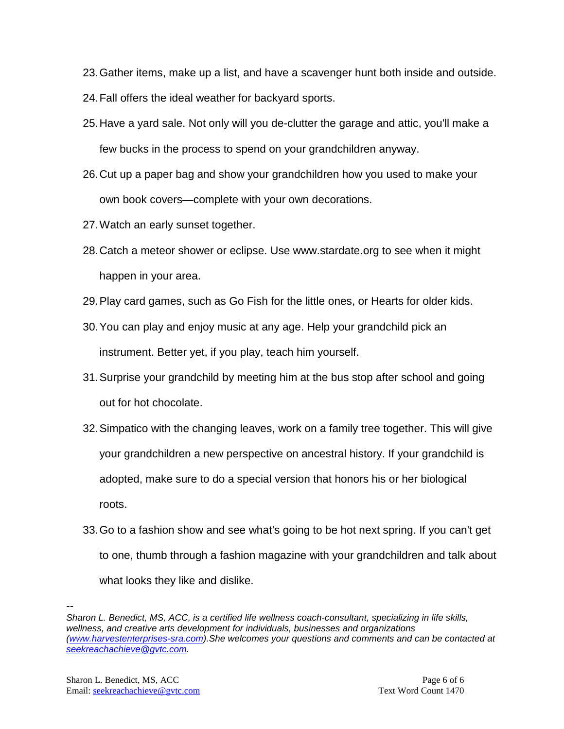23. Gather items, make up a list, and have a scavenger hunt both inside and outside.
24. Fall offers the ideal weather for backyard sports.
25. Have a yard sale. Not only will you de-clutter the garage and attic, you'll make a few bucks in the process to spend on your grandchildren anyway.
26. Cut up a paper bag and show your grandchildren how you used to make your own book covers—complete with your own decorations.
27. Watch an early sunset together.
28. Catch a meteor shower or eclipse. Use www.stardate.org to see when it might happen in your area.
29. Play card games, such as Go Fish for the little ones, or Hearts for older kids.
30. You can play and enjoy music at any age. Help your grandchild pick an instrument. Better yet, if you play, teach him yourself.
31. Surprise your grandchild by meeting him at the bus stop after school and going out for hot chocolate.
32. Simpatico with the changing leaves, work on a family tree together. This will give your grandchildren a new perspective on ancestral history. If your grandchild is adopted, make sure to do a special version that honors his or her biological roots.
33. Go to a fashion show and see what's going to be hot next spring. If you can't get to one, thumb through a fashion magazine with your grandchildren and talk about what looks they like and dislike.

--

*Sharon L. Benedict, MS, ACC, is a certified life wellness coach-consultant, specializing in life skills, wellness, and creative arts development for individuals, businesses and organizations ([www.harvestenterprises-sra.com](http://www.harvestenterprises-sra.com)).She welcomes your questions and comments and can be contacted at [seekreachachieve@gvtc.com](mailto:seekreachachieve@gvtc.com).*

Sharon L. Benedict, MS, ACC
Email: seekreachachieve@gvtc.com

Text Word Count 1470